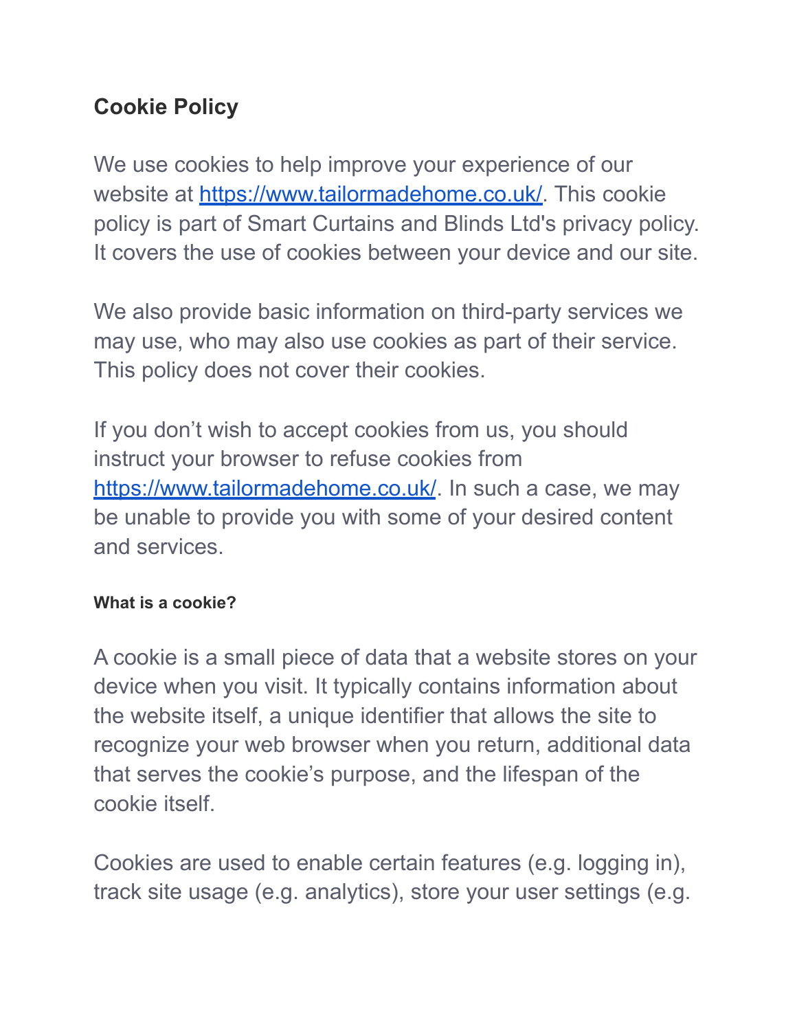# Cookie Policy

We use cookies to help improve your experience of our website at [https://www.tailormadehome.co.uk/](https://www.tailormadehome.co.uk/). This cookie policy is part of Smart Curtains and Blinds Ltd's privacy policy. It covers the use of cookies between your device and our site.

We also provide basic information on third-party services we may use, who may also use cookies as part of their service. This policy does not cover their cookies.

If you don't wish to accept cookies from us, you should instruct your browser to refuse cookies from [https://www.tailormadehome.co.uk/](https://www.tailormadehome.co.uk/). In such a case, we may be unable to provide you with some of your desired content and services.

### What is a cookie?

A cookie is a small piece of data that a website stores on your device when you visit. It typically contains information about the website itself, a unique identifier that allows the site to recognize your web browser when you return, additional data that serves the cookie's purpose, and the lifespan of the cookie itself.

Cookies are used to enable certain features (e.g. logging in), track site usage (e.g. analytics), store your user settings (e.g.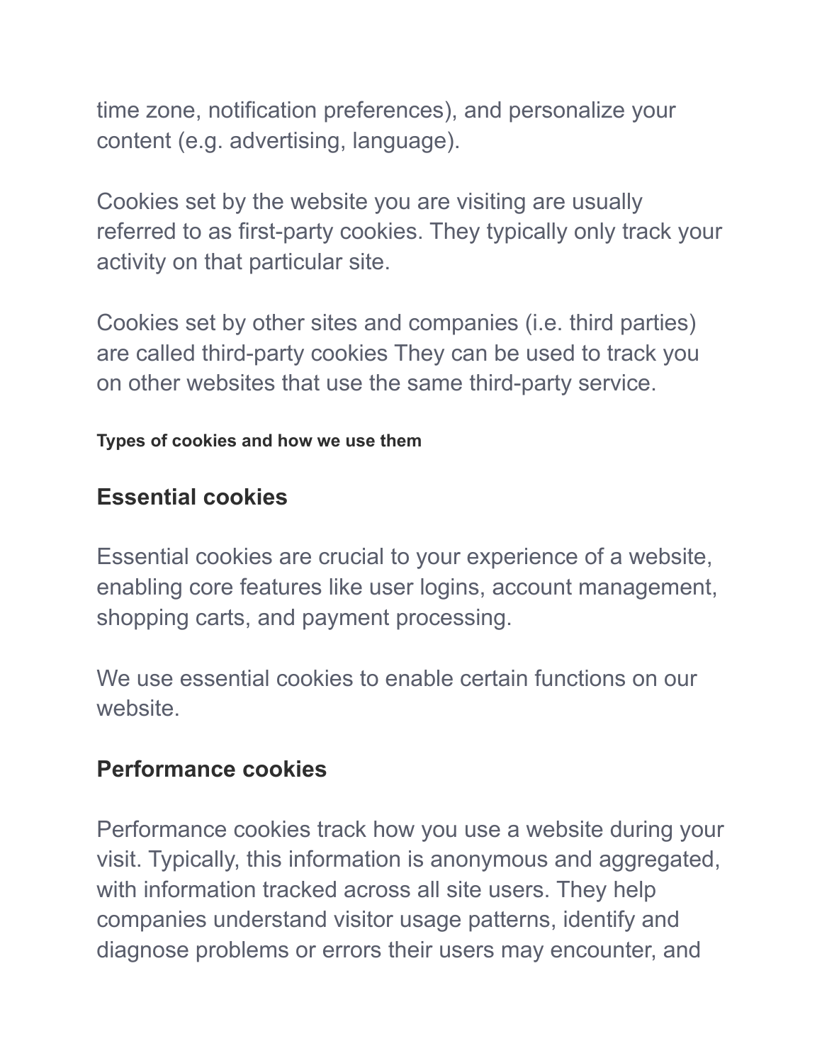time zone, notification preferences), and personalize your content (e.g. advertising, language).

Cookies set by the website you are visiting are usually referred to as first-party cookies. They typically only track your activity on that particular site.

Cookies set by other sites and companies (i.e. third parties) are called third-party cookies They can be used to track you on other websites that use the same third-party service.

#### Types of cookies and how we use them

### Essential cookies

Essential cookies are crucial to your experience of a website, enabling core features like user logins, account management, shopping carts, and payment processing.

We use essential cookies to enable certain functions on our website.

### Performance cookies

Performance cookies track how you use a website during your visit. Typically, this information is anonymous and aggregated, with information tracked across all site users. They help companies understand visitor usage patterns, identify and diagnose problems or errors their users may encounter, and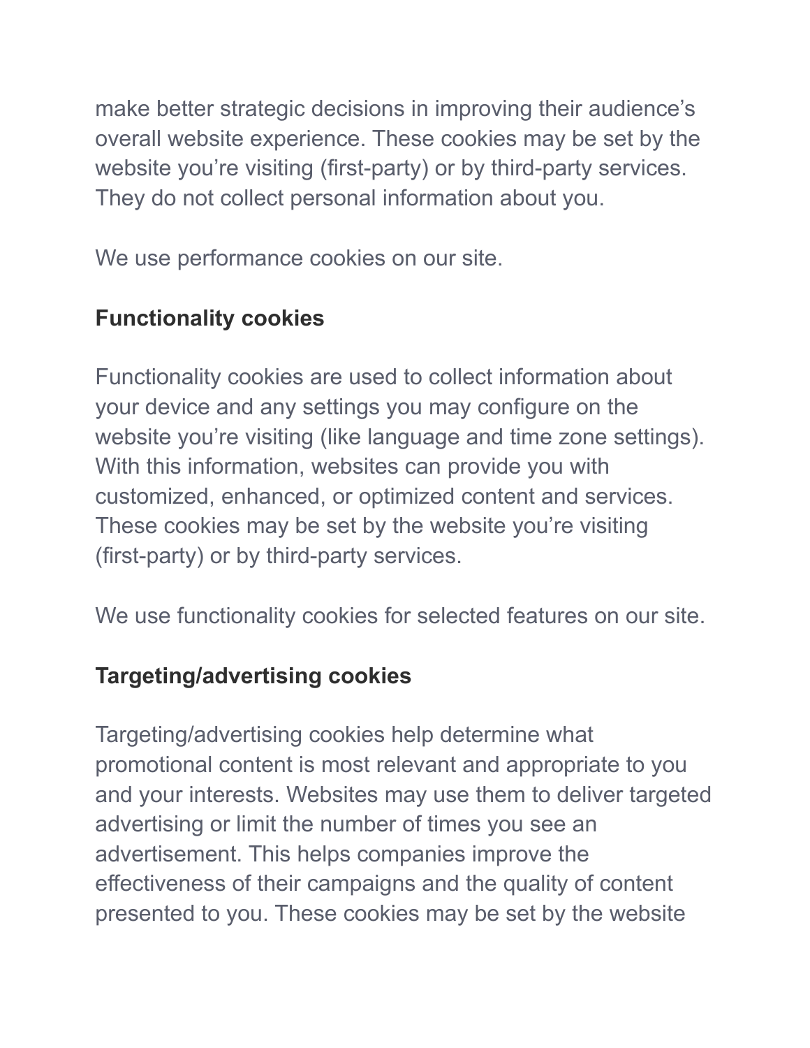make better strategic decisions in improving their audience's overall website experience. These cookies may be set by the website you're visiting (first-party) or by third-party services. They do not collect personal information about you.

We use performance cookies on our site.

### Functionality cookies

Functionality cookies are used to collect information about your device and any settings you may configure on the website you're visiting (like language and time zone settings). With this information, websites can provide you with customized, enhanced, or optimized content and services. These cookies may be set by the website you're visiting (first-party) or by third-party services.

We use functionality cookies for selected features on our site.

### Targeting/advertising cookies

Targeting/advertising cookies help determine what promotional content is most relevant and appropriate to you and your interests. Websites may use them to deliver targeted advertising or limit the number of times you see an advertisement. This helps companies improve the effectiveness of their campaigns and the quality of content presented to you. These cookies may be set by the website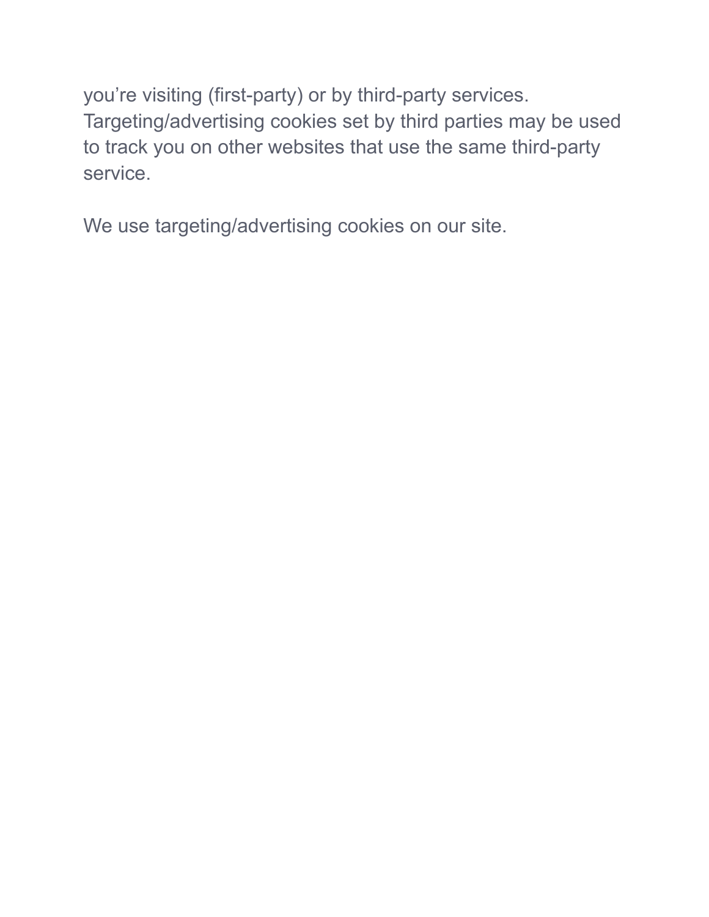you're visiting (first-party) or by third-party services. Targeting/advertising cookies set by third parties may be used to track you on other websites that use the same third-party service.

We use targeting/advertising cookies on our site.